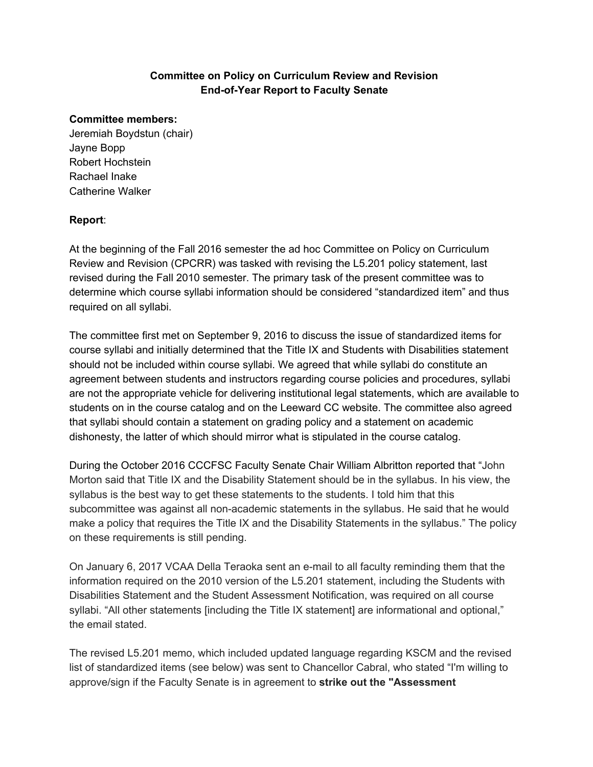**Committee on Policy on Curriculum Review and Revision**
**End-of-Year Report to Faculty Senate**

**Committee members:**
Jeremiah Boydstun (chair)
Jayne Bopp
Robert Hochstein
Rachael Inake
Catherine Walker

**Report**:

At the beginning of the Fall 2016 semester the ad hoc Committee on Policy on Curriculum Review and Revision (CPCRR) was tasked with revising the L5.201 policy statement, last revised during the Fall 2010 semester. The primary task of the present committee was to determine which course syllabi information should be considered "standardized item" and thus required on all syllabi.

The committee first met on September 9, 2016 to discuss the issue of standardized items for course syllabi and initially determined that the Title IX and Students with Disabilities statement should not be included within course syllabi. We agreed that while syllabi do constitute an agreement between students and instructors regarding course policies and procedures, syllabi are not the appropriate vehicle for delivering institutional legal statements, which are available to students on in the course catalog and on the Leeward CC website. The committee also agreed that syllabi should contain a statement on grading policy and a statement on academic dishonesty, the latter of which should mirror what is stipulated in the course catalog.

During the October 2016 CCCFSC Faculty Senate Chair William Albritton reported that "John Morton said that Title IX and the Disability Statement should be in the syllabus. In his view, the syllabus is the best way to get these statements to the students. I told him that this subcommittee was against all non-academic statements in the syllabus. He said that he would make a policy that requires the Title IX and the Disability Statements in the syllabus." The policy on these requirements is still pending.

On January 6, 2017 VCAA Della Teraoka sent an e-mail to all faculty reminding them that the information required on the 2010 version of the L5.201 statement, including the Students with Disabilities Statement and the Student Assessment Notification, was required on all course syllabi. "All other statements [including the Title IX statement] are informational and optional," the email stated.

The revised L5.201 memo, which included updated language regarding KSCM and the revised list of standardized items (see below) was sent to Chancellor Cabral, who stated "I'm willing to approve/sign if the Faculty Senate is in agreement to **strike out the "Assessment**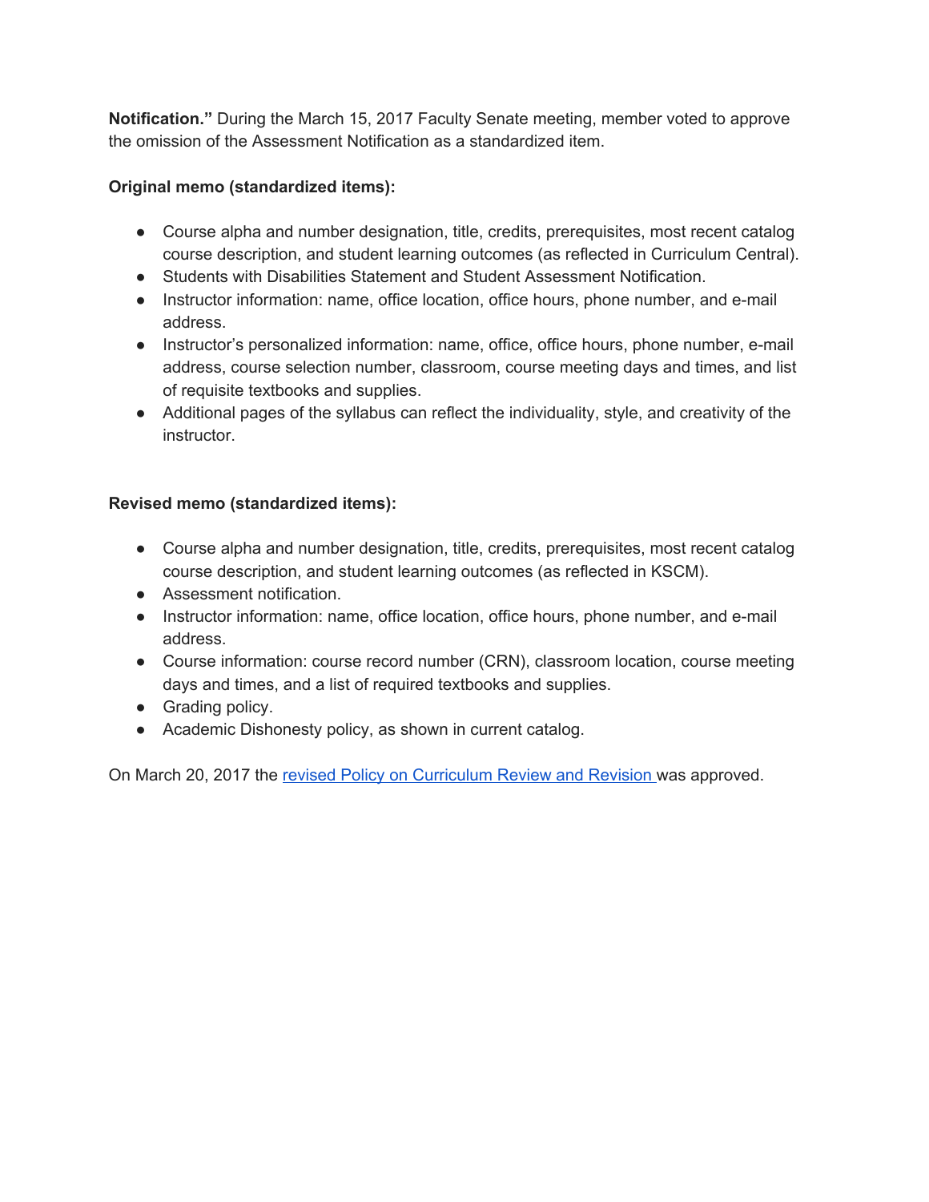**Notification."** During the March 15, 2017 Faculty Senate meeting, member voted to approve the omission of the Assessment Notification as a standardized item.

**Original memo (standardized items):**

- Course alpha and number designation, title, credits, prerequisites, most recent catalog course description, and student learning outcomes (as reflected in Curriculum Central).
- Students with Disabilities Statement and Student Assessment Notification.
- Instructor information: name, office location, office hours, phone number, and e-mail address.
- Instructor's personalized information: name, office, office hours, phone number, e-mail address, course selection number, classroom, course meeting days and times, and list of requisite textbooks and supplies.
- Additional pages of the syllabus can reflect the individuality, style, and creativity of the instructor.

**Revised memo (standardized items):**

- Course alpha and number designation, title, credits, prerequisites, most recent catalog course description, and student learning outcomes (as reflected in KSCM).
- Assessment notification.
- Instructor information: name, office location, office hours, phone number, and e-mail address.
- Course information: course record number (CRN), classroom location, course meeting days and times, and a list of required textbooks and supplies.
- Grading policy.
- Academic Dishonesty policy, as shown in current catalog.

On March 20, 2017 the revised Policy on Curriculum Review and Revision was approved.